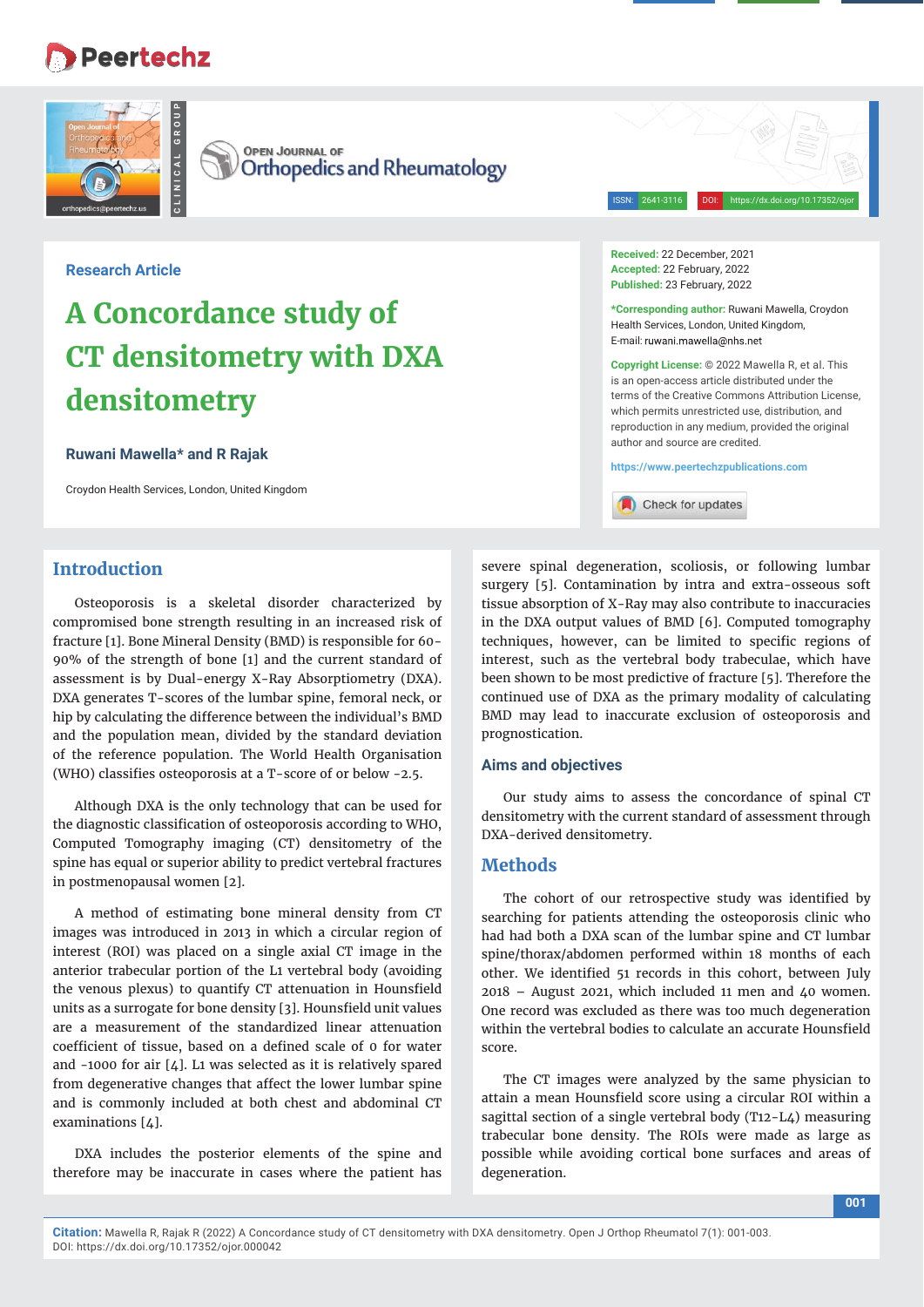Research Article

# A Concordance study of CT densitometry with DXA densitometry

**Ruwani Mawella* and R Rajak**

Croydon Health Services, London, United Kingdom

**Received:** 22 December, 2021
**Accepted:** 22 February, 2022
**Published:** 23 February, 2022

***Corresponding author:** Ruwani Mawella, Croydon Health Services, London, United Kingdom, E-mail: ruwani.mawella@nhs.net

**Copyright License:** © 2022 Mawella R, et al. This is an open-access article distributed under the terms of the Creative Commons Attribution License, which permits unrestricted use, distribution, and reproduction in any medium, provided the original author and source are credited.

https://www.peertechzpublications.com

## Introduction

Osteoporosis is a skeletal disorder characterized by compromised bone strength resulting in an increased risk of fracture [1]. Bone Mineral Density (BMD) is responsible for 60-90% of the strength of bone [1] and the current standard of assessment is by Dual-energy X-Ray Absorptiometry (DXA). DXA generates T-scores of the lumbar spine, femoral neck, or hip by calculating the difference between the individual's BMD and the population mean, divided by the standard deviation of the reference population. The World Health Organisation (WHO) classifies osteoporosis at a T-score of or below -2.5.

Although DXA is the only technology that can be used for the diagnostic classification of osteoporosis according to WHO, Computed Tomography imaging (CT) densitometry of the spine has equal or superior ability to predict vertebral fractures in postmenopausal women [2].

A method of estimating bone mineral density from CT images was introduced in 2013 in which a circular region of interest (ROI) was placed on a single axial CT image in the anterior trabecular portion of the L1 vertebral body (avoiding the venous plexus) to quantify CT attenuation in Hounsfield units as a surrogate for bone density [3]. Hounsfield unit values are a measurement of the standardized linear attenuation coefficient of tissue, based on a defined scale of 0 for water and -1000 for air [4]. L1 was selected as it is relatively spared from degenerative changes that affect the lower lumbar spine and is commonly included at both chest and abdominal CT examinations [4].

DXA includes the posterior elements of the spine and therefore may be inaccurate in cases where the patient has severe spinal degeneration, scoliosis, or following lumbar surgery [5]. Contamination by intra and extra-osseous soft tissue absorption of X-Ray may also contribute to inaccuracies in the DXA output values of BMD [6]. Computed tomography techniques, however, can be limited to specific regions of interest, such as the vertebral body trabeculae, which have been shown to be most predictive of fracture [5]. Therefore the continued use of DXA as the primary modality of calculating BMD may lead to inaccurate exclusion of osteoporosis and prognostication.

### Aims and objectives

Our study aims to assess the concordance of spinal CT densitometry with the current standard of assessment through DXA-derived densitometry.

## Methods

The cohort of our retrospective study was identified by searching for patients attending the osteoporosis clinic who had had both a DXA scan of the lumbar spine and CT lumbar spine/thorax/abdomen performed within 18 months of each other. We identified 51 records in this cohort, between July 2018 – August 2021, which included 11 men and 40 women. One record was excluded as there was too much degeneration within the vertebral bodies to calculate an accurate Hounsfield score.

The CT images were analyzed by the same physician to attain a mean Hounsfield score using a circular ROI within a sagittal section of a single vertebral body (T12-L4) measuring trabecular bone density. The ROIs were made as large as possible while avoiding cortical bone surfaces and areas of degeneration.

**Citation:** Mawella R, Rajak R (2022) A Concordance study of CT densitometry with DXA densitometry. Open J Orthop Rheumatol 7(1): 001-003. DOI: https://dx.doi.org/10.17352/ojor.000042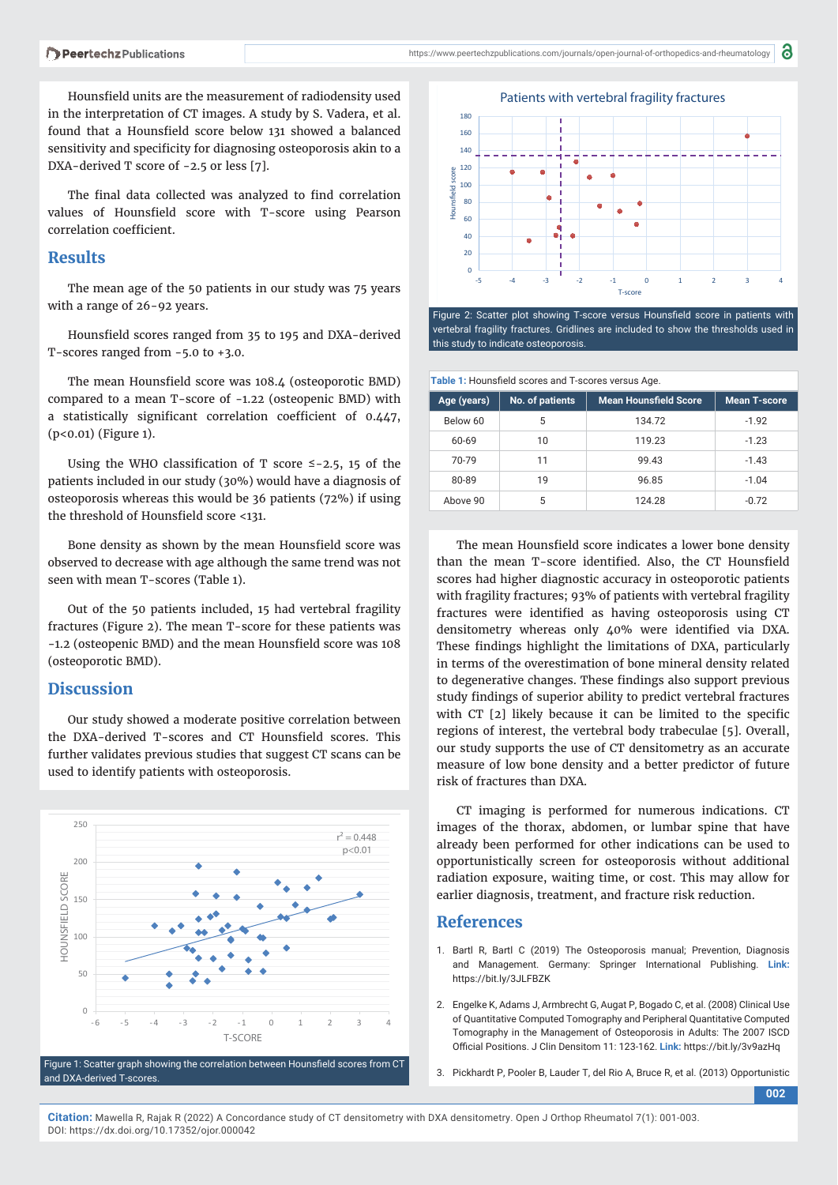Hounsfield units are the measurement of radiodensity used in the interpretation of CT images. A study by S. Vadera, et al. found that a Hounsfield score below 131 showed a balanced sensitivity and specificity for diagnosing osteoporosis akin to a DXA-derived T score of -2.5 or less [7].

The final data collected was analyzed to find correlation values of Hounsfield score with T-score using Pearson correlation coefficient.

## Results

The mean age of the 50 patients in our study was 75 years with a range of 26-92 years.

Hounsfield scores ranged from 35 to 195 and DXA-derived T-scores ranged from -5.0 to +3.0.

The mean Hounsfield score was 108.4 (osteoporotic BMD) compared to a mean T-score of -1.22 (osteopenic BMD) with a statistically significant correlation coefficient of 0.447, ($p<0.01$) (Figure 1).

Using the WHO classification of T score ≤-2.5, 15 of the patients included in our study (30%) would have a diagnosis of osteoporosis whereas this would be 36 patients (72%) if using the threshold of Hounsfield score <131.

Bone density as shown by the mean Hounsfield score was observed to decrease with age although the same trend was not seen with mean T-scores (Table 1).

Out of the 50 patients included, 15 had vertebral fragility fractures (Figure 2). The mean T-score for these patients was -1.2 (osteopenic BMD) and the mean Hounsfield score was 108 (osteoporotic BMD).

## Discussion

Our study showed a moderate positive correlation between the DXA-derived T-scores and CT Hounsfield scores. This further validates previous studies that suggest CT scans can be used to identify patients with osteoporosis.

Figure 1: Scatter graph showing the correlation between Hounsfield scores from CT and DXA-derived T-scores.

Figure 2: Scatter plot showing T-score versus Hounsfield score in patients with vertebral fragility fractures. Gridlines are included to show the thresholds used in this study to indicate osteoporosis.

**Table 1:** Hounsfield scores and T-scores versus Age.

| Age (years) | No. of patients | Mean Hounsfield Score | Mean T-score |
|---|---|---|---|
| Below 60 | 5 | 134.72 | -1.92 |
| 60-69 | 10 | 119.23 | -1.23 |
| 70-79 | 11 | 99.43 | -1.43 |
| 80-89 | 19 | 96.85 | -1.04 |
| Above 90 | 5 | 124.28 | -0.72 |

The mean Hounsfield score indicates a lower bone density than the mean T-score identified. Also, the CT Hounsfield scores had higher diagnostic accuracy in osteoporotic patients with fragility fractures; 93% of patients with vertebral fragility fractures were identified as having osteoporosis using CT densitometry whereas only 40% were identified via DXA. These findings highlight the limitations of DXA, particularly in terms of the overestimation of bone mineral density related to degenerative changes. These findings also support previous study findings of superior ability to predict vertebral fractures with CT [2] likely because it can be limited to the specific regions of interest, the vertebral body trabeculae [5]. Overall, our study supports the use of CT densitometry as an accurate measure of low bone density and a better predictor of future risk of fractures than DXA.

CT imaging is performed for numerous indications. CT images of the thorax, abdomen, or lumbar spine that have already been performed for other indications can be used to opportunistically screen for osteoporosis without additional radiation exposure, waiting time, or cost. This may allow for earlier diagnosis, treatment, and fracture risk reduction.

## References

1. Bartl R, Bartl C (2019) The Osteoporosis manual; Prevention, Diagnosis and Management. Germany: Springer International Publishing. **Link:** https://bit.ly/3JLFBZK

2. Engelke K, Adams J, Armbrecht G, Augat P, Bogado C, et al. (2008) Clinical Use of Quantitative Computed Tomography and Peripheral Quantitative Computed Tomography in the Management of Osteoporosis in Adults: The 2007 ISCD Official Positions. J Clin Densitom 11: 123-162. **Link:** https://bit.ly/3v9azHq

3. Pickhardt P, Pooler B, Lauder T, del Rio A, Bruce R, et al. (2013) Opportunistic

**Citation:** Mawella R, Rajak R (2022) A Concordance study of CT densitometry with DXA densitometry. Open J Orthop Rheumatol 7(1): 001-003. DOI: https://dx.doi.org/10.17352/ojor.000042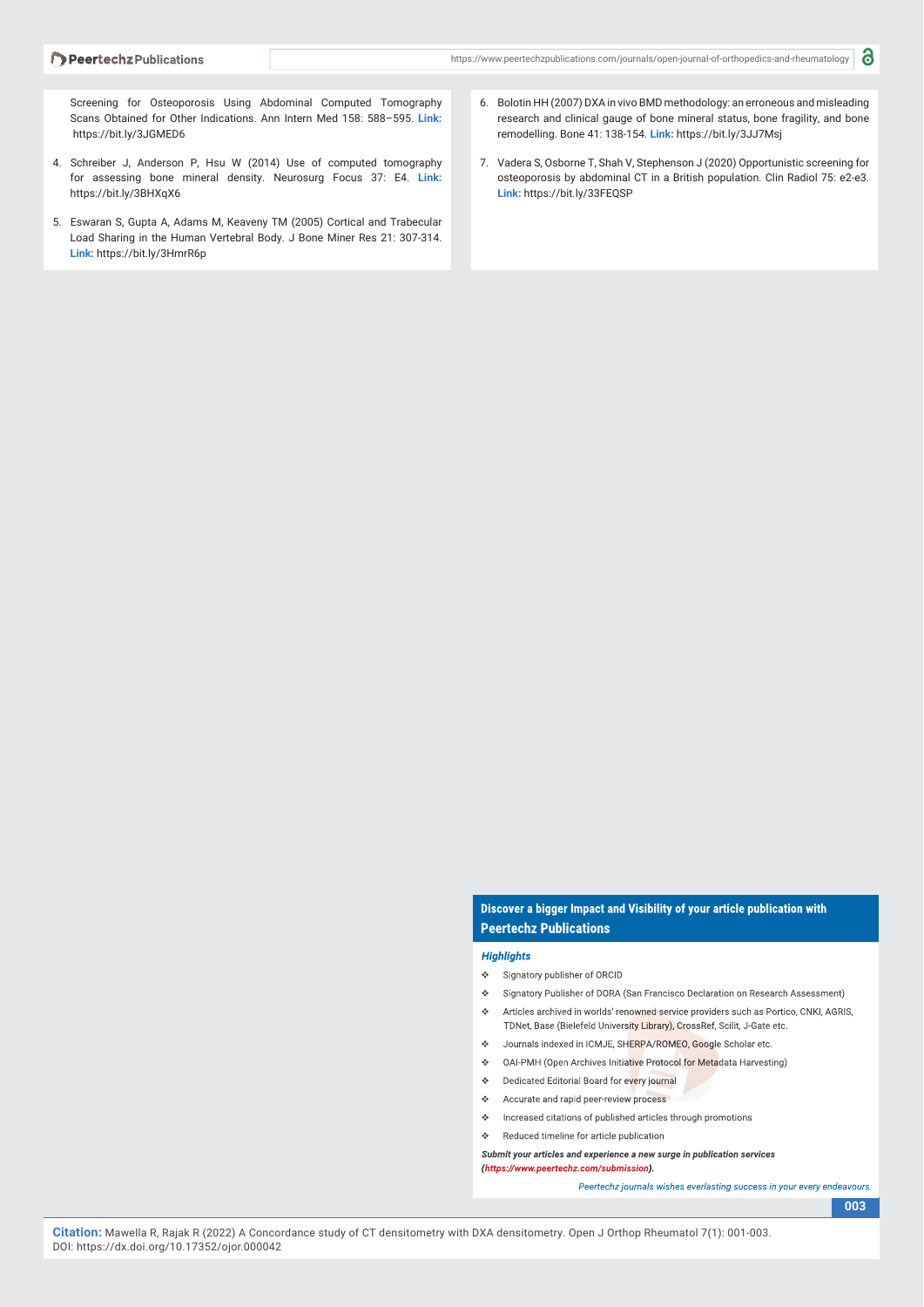Screening for Osteoporosis Using Abdominal Computed Tomography Scans Obtained for Other Indications. Ann Intern Med 158: 588–595. **Link:** https://bit.ly/3JGMED6

4. Schreiber J, Anderson P, Hsu W (2014) Use of computed tomography for assessing bone mineral density. Neurosurg Focus 37: E4. **Link:** https://bit.ly/3BHXqX6

5. Eswaran S, Gupta A, Adams M, Keaveny TM (2005) Cortical and Trabecular Load Sharing in the Human Vertebral Body. J Bone Miner Res 21: 307-314. **Link:** https://bit.ly/3HmrR6p

6. Bolotin HH (2007) DXA in vivo BMD methodology: an erroneous and misleading research and clinical gauge of bone mineral status, bone fragility, and bone remodelling. Bone 41: 138-154. **Link:** https://bit.ly/3JJ7Msj

7. Vadera S, Osborne T, Shah V, Stephenson J (2020) Opportunistic screening for osteoporosis by abdominal CT in a British population. Clin Radiol 75: e2-e3. **Link:** https://bit.ly/33FEQSP

**Discover a bigger Impact and Visibility of your article publication with Peertechz Publications**

***Highlights***

- Signatory publisher of ORCID
- Signatory Publisher of DORA (San Francisco Declaration on Research Assessment)
- Articles archived in worlds' renowned service providers such as Portico, CNKI, AGRIS, TDNet, Base (Bielefeld University Library), CrossRef, Scilit, J-Gate etc.
- Journals indexed in ICMJE, SHERPA/ROMEO, Google Scholar etc.
- OAI-PMH (Open Archives Initiative Protocol for Metadata Harvesting)
- Dedicated Editorial Board for every journal
- Accurate and rapid peer-review process
- Increased citations of published articles through promotions
- Reduced timeline for article publication

***Submit your articles and experience a new surge in publication services (https://www.peertechz.com/submission).***

*Peertechz journals wishes everlasting success in your every endeavours.*

**Citation:** Mawella R, Rajak R (2022) A Concordance study of CT densitometry with DXA densitometry. Open J Orthop Rheumatol 7(1): 001-003. DOI: https://dx.doi.org/10.17352/ojor.000042